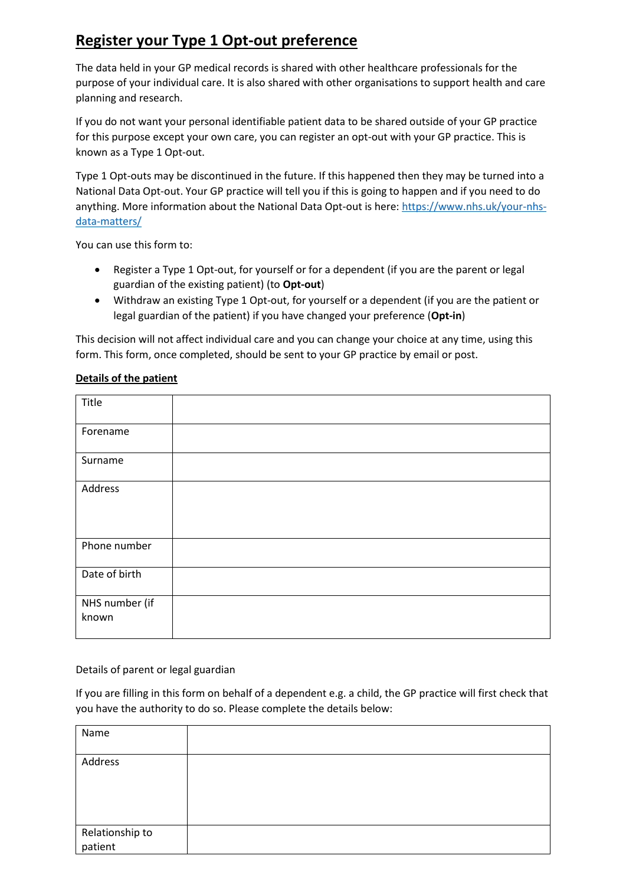# Register your Type 1 Opt-out preference

The data held in your GP medical records is shared with other healthcare professionals for the purpose of your individual care. It is also shared with other organisations to support health and care planning and research.

If you do not want your personal identifiable patient data to be shared outside of your GP practice for this purpose except your own care, you can register an opt-out with your GP practice. This is known as a Type 1 Opt-out.

Type 1 Opt-outs may be discontinued in the future. If this happened then they may be turned into a National Data Opt-out. Your GP practice will tell you if this is going to happen and if you need to do anything. More information about the National Data Opt-out is here: https://www.nhs.uk/your-nhs-data-matters/

You can use this form to:

- Register a Type 1 Opt-out, for yourself or for a dependent (if you are the parent or legal guardian of the existing patient) (to **Opt-out**)
- Withdraw an existing Type 1 Opt-out, for yourself or a dependent (if you are the patient or legal guardian of the patient) if you have changed your preference (**Opt-in**)

This decision will not affect individual care and you can change your choice at any time, using this form. This form, once completed, should be sent to your GP practice by email or post.

**Details of the patient**

| | |
|---|---|
| Title | |
| Forename | |
| Surname | |
| Address | |
| Phone number | |
| Date of birth | |
| NHS number (if known | |

Details of parent or legal guardian

If you are filling in this form on behalf of a dependent e.g. a child, the GP practice will first check that you have the authority to do so. Please complete the details below:

| | |
|---|---|
| Name | |
| Address | |
| Relationship to patient | |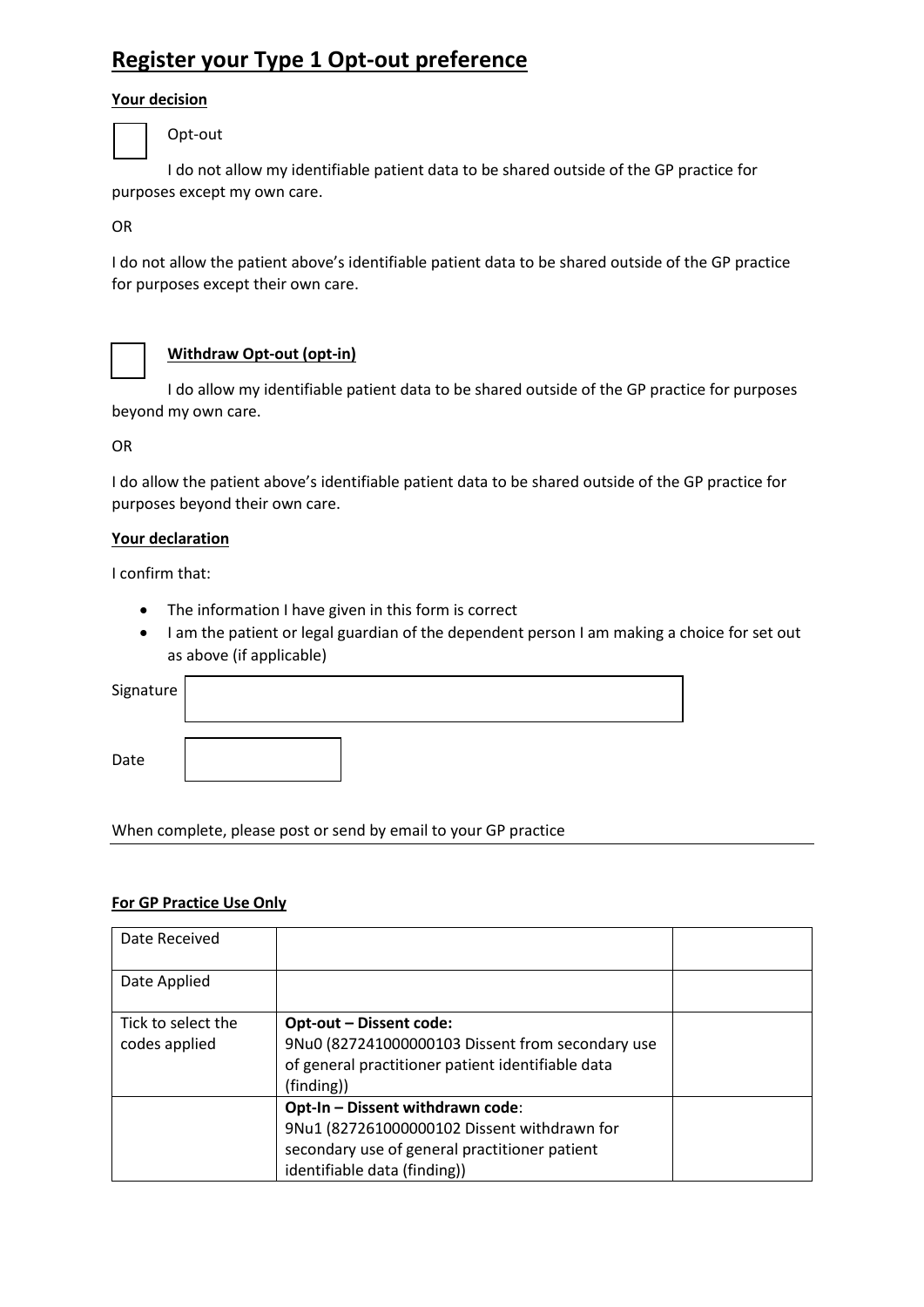## Register your Type 1 Opt-out preference

**Your decision**

☐ Opt-out

I do not allow my identifiable patient data to be shared outside of the GP practice for purposes except my own care.

OR

I do not allow the patient above's identifiable patient data to be shared outside of the GP practice for purposes except their own care.

☐ **Withdraw Opt-out (opt-in)**

I do allow my identifiable patient data to be shared outside of the GP practice for purposes beyond my own care.

OR

I do allow the patient above's identifiable patient data to be shared outside of the GP practice for purposes beyond their own care.

**Your declaration**

I confirm that:

- The information I have given in this form is correct
- I am the patient or legal guardian of the dependent person I am making a choice for set out as above (if applicable)

Signature

Date

When complete, please post or send by email to your GP practice

**For GP Practice Use Only**

| | | |
|---|---|---|
| Date Received | | |
| Date Applied | | |
| Tick to select the codes applied | **Opt-out – Dissent code:** 9Nu0 (827241000000103 Dissent from secondary use of general practitioner patient identifiable data (finding)) | |
| | **Opt-In – Dissent withdrawn code**: 9Nu1 (827261000000102 Dissent withdrawn for secondary use of general practitioner patient identifiable data (finding)) | |